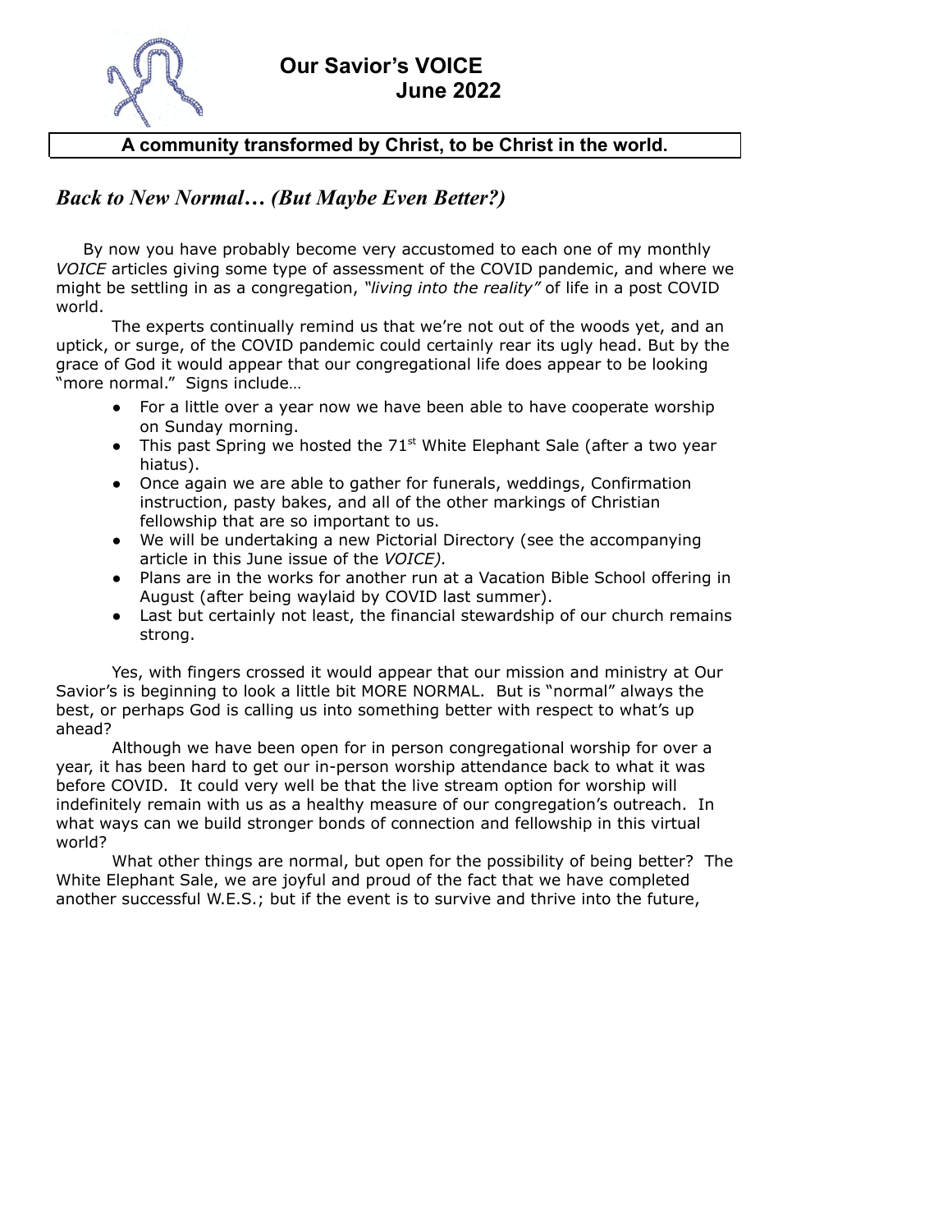# Our Savior's VOICE
## June 2022

**A community transformed by Christ, to be Christ in the world.**

## *Back to New Normal… (But Maybe Even Better?)*

By now you have probably become very accustomed to each one of my monthly *VOICE* articles giving some type of assessment of the COVID pandemic, and where we might be settling in as a congregation, *"living into the reality"* of life in a post COVID world.

The experts continually remind us that we're not out of the woods yet, and an uptick, or surge, of the COVID pandemic could certainly rear its ugly head. But by the grace of God it would appear that our congregational life does appear to be looking "more normal." Signs include…

- For a little over a year now we have been able to have cooperate worship on Sunday morning.
- This past Spring we hosted the 71st White Elephant Sale (after a two year hiatus).
- Once again we are able to gather for funerals, weddings, Confirmation instruction, pasty bakes, and all of the other markings of Christian fellowship that are so important to us.
- We will be undertaking a new Pictorial Directory (see the accompanying article in this June issue of the *VOICE).*
- Plans are in the works for another run at a Vacation Bible School offering in August (after being waylaid by COVID last summer).
- Last but certainly not least, the financial stewardship of our church remains strong.

Yes, with fingers crossed it would appear that our mission and ministry at Our Savior's is beginning to look a little bit MORE NORMAL. But is "normal" always the best, or perhaps God is calling us into something better with respect to what's up ahead?

Although we have been open for in person congregational worship for over a year, it has been hard to get our in-person worship attendance back to what it was before COVID. It could very well be that the live stream option for worship will indefinitely remain with us as a healthy measure of our congregation's outreach. In what ways can we build stronger bonds of connection and fellowship in this virtual world?

What other things are normal, but open for the possibility of being better? The White Elephant Sale, we are joyful and proud of the fact that we have completed another successful W.E.S.; but if the event is to survive and thrive into the future,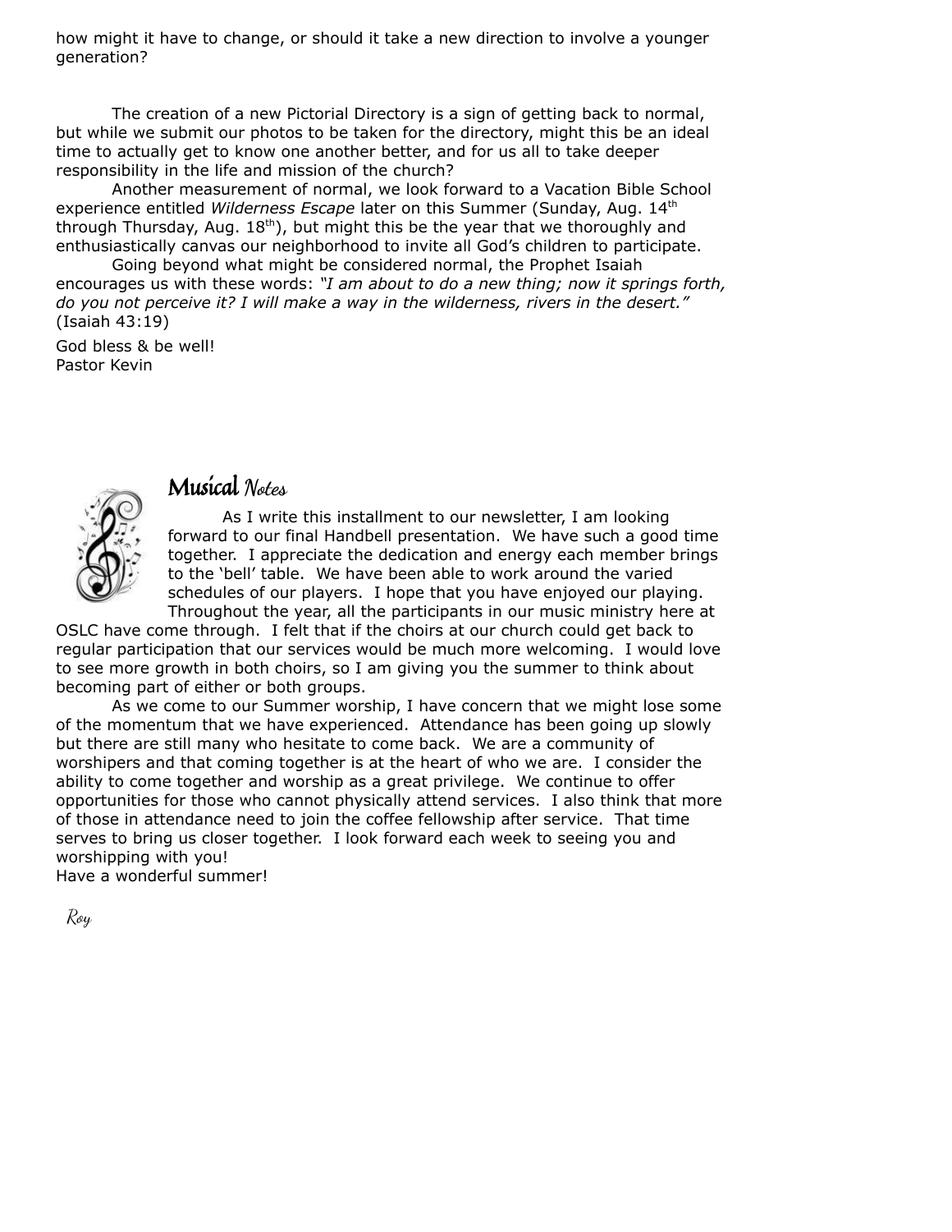how might it have to change, or should it take a new direction to involve a younger generation?

The creation of a new Pictorial Directory is a sign of getting back to normal, but while we submit our photos to be taken for the directory, might this be an ideal time to actually get to know one another better, and for us all to take deeper responsibility in the life and mission of the church?

Another measurement of normal, we look forward to a Vacation Bible School experience entitled *Wilderness Escape* later on this Summer (Sunday, Aug. 14th through Thursday, Aug. 18th), but might this be the year that we thoroughly and enthusiastically canvas our neighborhood to invite all God's children to participate.

Going beyond what might be considered normal, the Prophet Isaiah encourages us with these words: *"I am about to do a new thing; now it springs forth, do you not perceive it? I will make a way in the wilderness, rivers in the desert."* (Isaiah 43:19)

God bless & be well!
Pastor Kevin

## Musical Notes

As I write this installment to our newsletter, I am looking forward to our final Handbell presentation. We have such a good time together. I appreciate the dedication and energy each member brings to the 'bell' table. We have been able to work around the varied schedules of our players. I hope that you have enjoyed our playing. Throughout the year, all the participants in our music ministry here at OSLC have come through. I felt that if the choirs at our church could get back to regular participation that our services would be much more welcoming. I would love to see more growth in both choirs, so I am giving you the summer to think about becoming part of either or both groups.

As we come to our Summer worship, I have concern that we might lose some of the momentum that we have experienced. Attendance has been going up slowly but there are still many who hesitate to come back. We are a community of worshipers and that coming together is at the heart of who we are. I consider the ability to come together and worship as a great privilege. We continue to offer opportunities for those who cannot physically attend services. I also think that more of those in attendance need to join the coffee fellowship after service. That time serves to bring us closer together. I look forward each week to seeing you and worshipping with you!

Have a wonderful summer!

*Roy*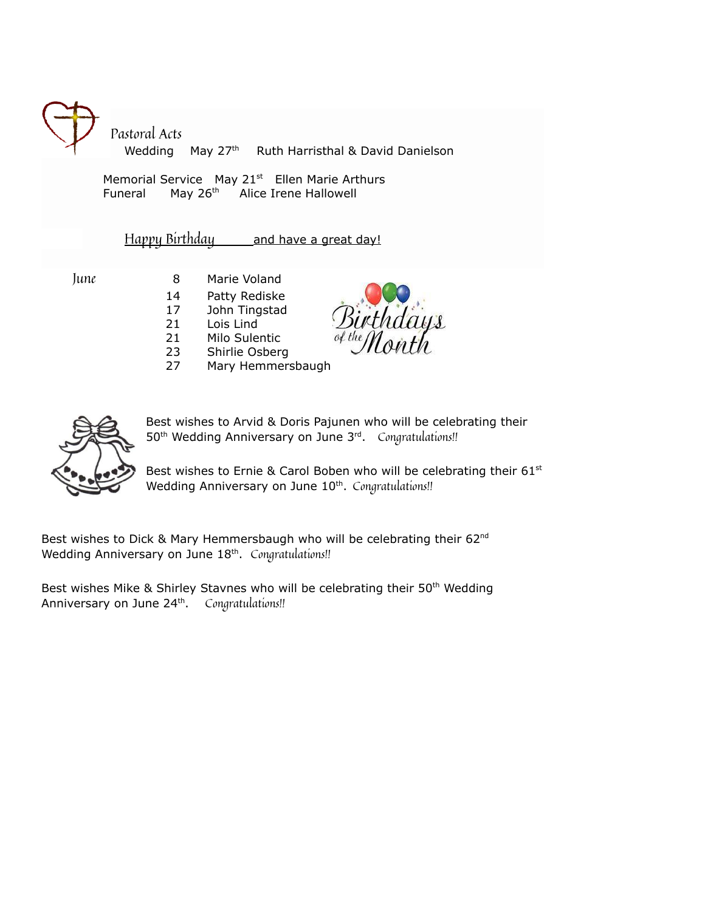## Pastoral Acts

Wedding May 27th Ruth Harristhal & David Danielson

Memorial Service May 21st Ellen Marie Arthurs

Funeral May 26th Alice Irene Hallowell

## Happy Birthday and have a great day!

| June | | |
|---|---|---|
| | 8 | Marie Voland |
| | 14 | Patty Rediske |
| | 17 | John Tingstad |
| | 21 | Lois Lind |
| | 21 | Milo Sulentic |
| | 23 | Shirlie Osberg |
| | 27 | Mary Hemmersbaugh |

Best wishes to Arvid & Doris Pajunen who will be celebrating their 50th Wedding Anniversary on June 3rd. *Congratulations!!*

Best wishes to Ernie & Carol Boben who will be celebrating their 61st Wedding Anniversary on June 10th. *Congratulations!!*

Best wishes to Dick & Mary Hemmersbaugh who will be celebrating their 62nd Wedding Anniversary on June 18th. *Congratulations!!*

Best wishes Mike & Shirley Stavnes who will be celebrating their 50th Wedding Anniversary on June 24th. *Congratulations!!*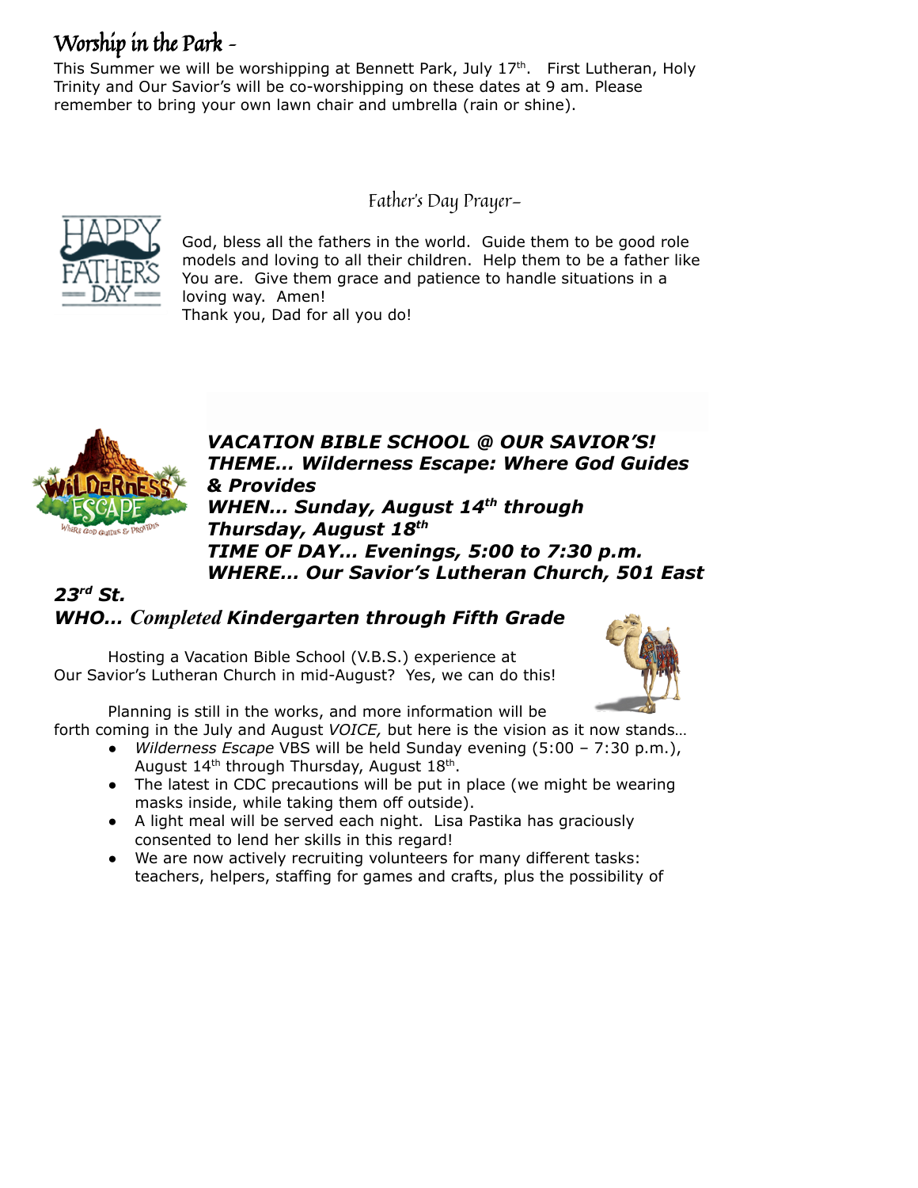## Worship in the Park -

This Summer we will be worshipping at Bennett Park, July 17th.  First Lutheran, Holy Trinity and Our Savior's will be co-worshipping on these dates at 9 am. Please remember to bring your own lawn chair and umbrella (rain or shine).

## Father's Day Prayer-

God, bless all the fathers in the world.  Guide them to be good role models and loving to all their children.  Help them to be a father like You are.  Give them grace and patience to handle situations in a loving way.  Amen!
Thank you, Dad for all you do!

***VACATION BIBLE SCHOOL @ OUR SAVIOR'S!***
***THEME… Wilderness Escape: Where God Guides & Provides***
***WHEN… Sunday, August 14th through Thursday, August 18th***
***TIME OF DAY… Evenings, 5:00 to 7:30 p.m.***
***WHERE… Our Savior's Lutheran Church, 501 East 23rd St.***
***WHO… Completed Kindergarten through Fifth Grade***

Hosting a Vacation Bible School (V.B.S.) experience at Our Savior's Lutheran Church in mid-August?  Yes, we can do this!

Planning is still in the works, and more information will be forth coming in the July and August *VOICE,* but here is the vision as it now stands…

- *Wilderness Escape* VBS will be held Sunday evening (5:00 – 7:30 p.m.), August 14th through Thursday, August 18th.
- The latest in CDC precautions will be put in place (we might be wearing masks inside, while taking them off outside).
- A light meal will be served each night.  Lisa Pastika has graciously consented to lend her skills in this regard!
- We are now actively recruiting volunteers for many different tasks: teachers, helpers, staffing for games and crafts, plus the possibility of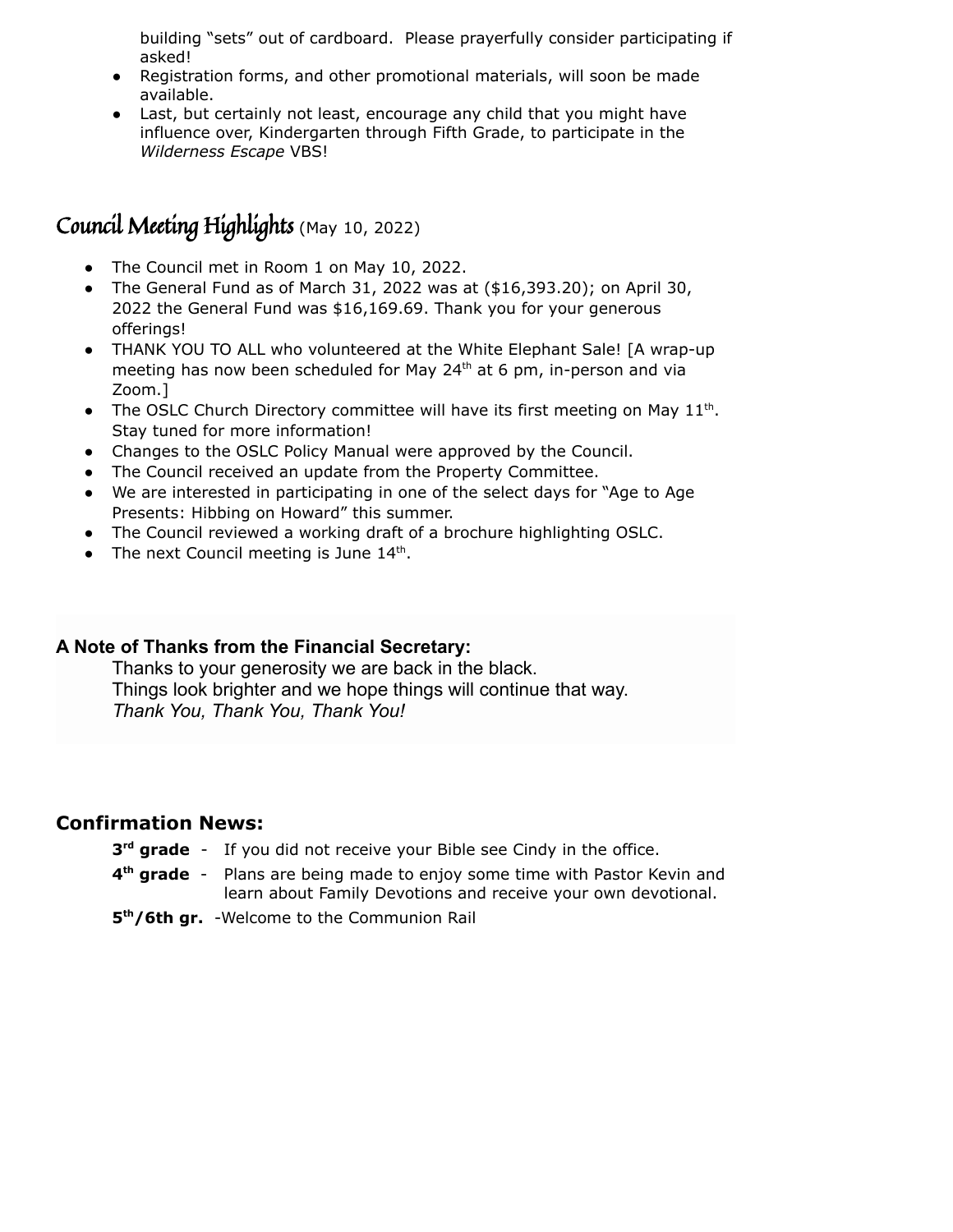building "sets" out of cardboard. Please prayerfully consider participating if asked!

- Registration forms, and other promotional materials, will soon be made available.
- Last, but certainly not least, encourage any child that you might have influence over, Kindergarten through Fifth Grade, to participate in the *Wilderness Escape* VBS!

## Council Meeting Highlights (May 10, 2022)

- The Council met in Room 1 on May 10, 2022.
- The General Fund as of March 31, 2022 was at ($16,393.20); on April 30, 2022 the General Fund was $16,169.69. Thank you for your generous offerings!
- THANK YOU TO ALL who volunteered at the White Elephant Sale! [A wrap-up meeting has now been scheduled for May 24th at 6 pm, in-person and via Zoom.]
- The OSLC Church Directory committee will have its first meeting on May 11th. Stay tuned for more information!
- Changes to the OSLC Policy Manual were approved by the Council.
- The Council received an update from the Property Committee.
- We are interested in participating in one of the select days for "Age to Age Presents: Hibbing on Howard" this summer.
- The Council reviewed a working draft of a brochure highlighting OSLC.
- The next Council meeting is June 14th.

**A Note of Thanks from the Financial Secretary:**

Thanks to your generosity we are back in the black.
Things look brighter and we hope things will continue that way.
*Thank You, Thank You, Thank You!*

## Confirmation News:

**3rd grade** - If you did not receive your Bible see Cindy in the office.

**4th grade** - Plans are being made to enjoy some time with Pastor Kevin and learn about Family Devotions and receive your own devotional.

**5th/6th gr.** -Welcome to the Communion Rail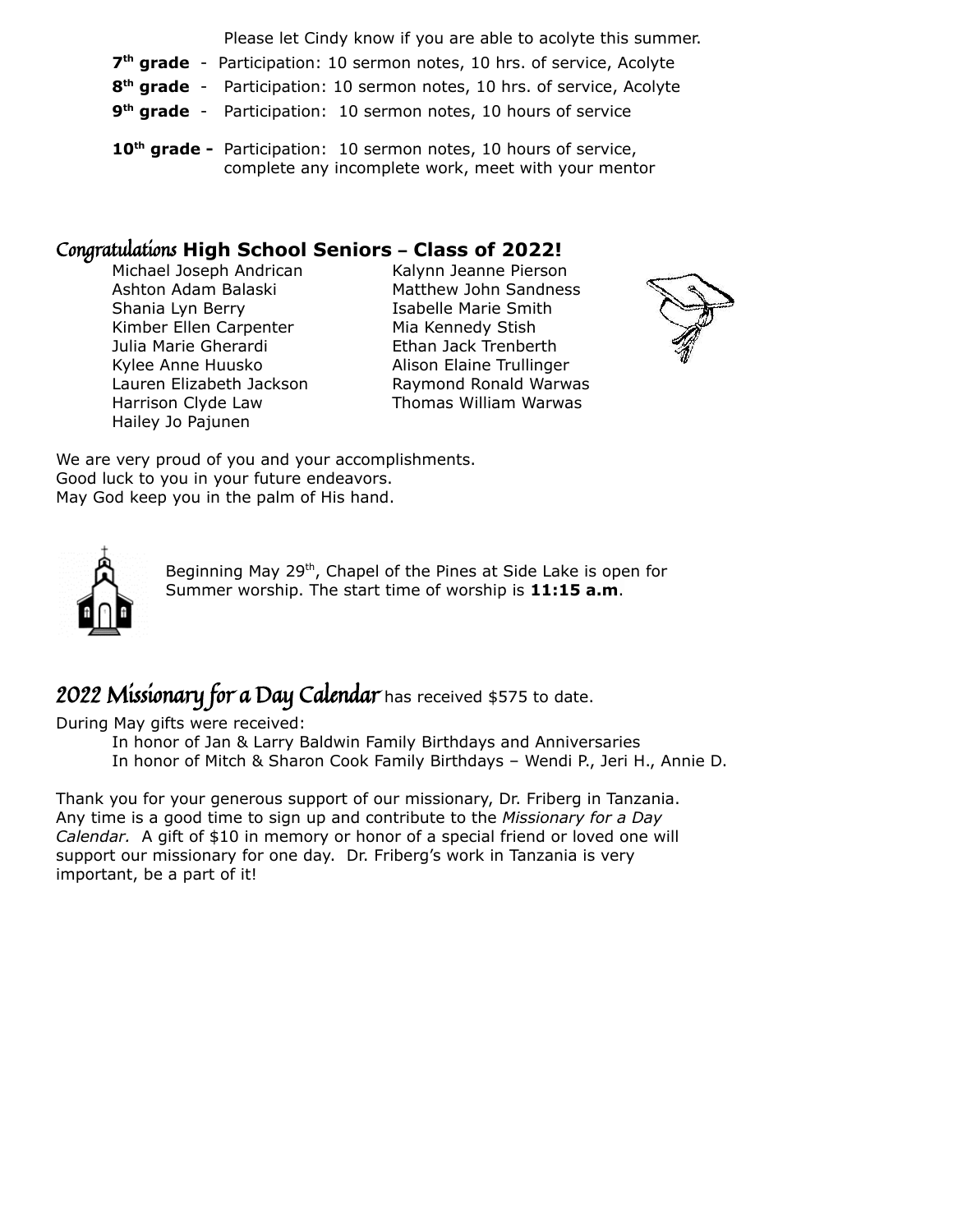Please let Cindy know if you are able to acolyte this summer.

**7th grade** - Participation: 10 sermon notes, 10 hrs. of service, Acolyte

**8th grade** - Participation: 10 sermon notes, 10 hrs. of service, Acolyte

**9th grade** - Participation: 10 sermon notes, 10 hours of service

**10th grade -** Participation: 10 sermon notes, 10 hours of service, complete any incomplete work, meet with your mentor

## *Congratulations* **High School Seniors – Class of 2022!**

Michael Joseph Andrican
Ashton Adam Balaski
Shania Lyn Berry
Kimber Ellen Carpenter
Julia Marie Gherardi
Kylee Anne Huusko
Lauren Elizabeth Jackson
Harrison Clyde Law
Hailey Jo Pajunen
Kalynn Jeanne Pierson
Matthew John Sandness
Isabelle Marie Smith
Mia Kennedy Stish
Ethan Jack Trenberth
Alison Elaine Trullinger
Raymond Ronald Warwas
Thomas William Warwas

We are very proud of you and your accomplishments.
Good luck to you in your future endeavors.
May God keep you in the palm of His hand.

Beginning May 29th, Chapel of the Pines at Side Lake is open for Summer worship. The start time of worship is **11:15 a.m**.

## *2022 Missionary for a Day Calendar* has received $575 to date.

During May gifts were received:

In honor of Jan & Larry Baldwin Family Birthdays and Anniversaries
In honor of Mitch & Sharon Cook Family Birthdays – Wendi P., Jeri H., Annie D.

Thank you for your generous support of our missionary, Dr. Friberg in Tanzania. Any time is a good time to sign up and contribute to the *Missionary for a Day Calendar.* A gift of $10 in memory or honor of a special friend or loved one will support our missionary for one day. Dr. Friberg's work in Tanzania is very important, be a part of it!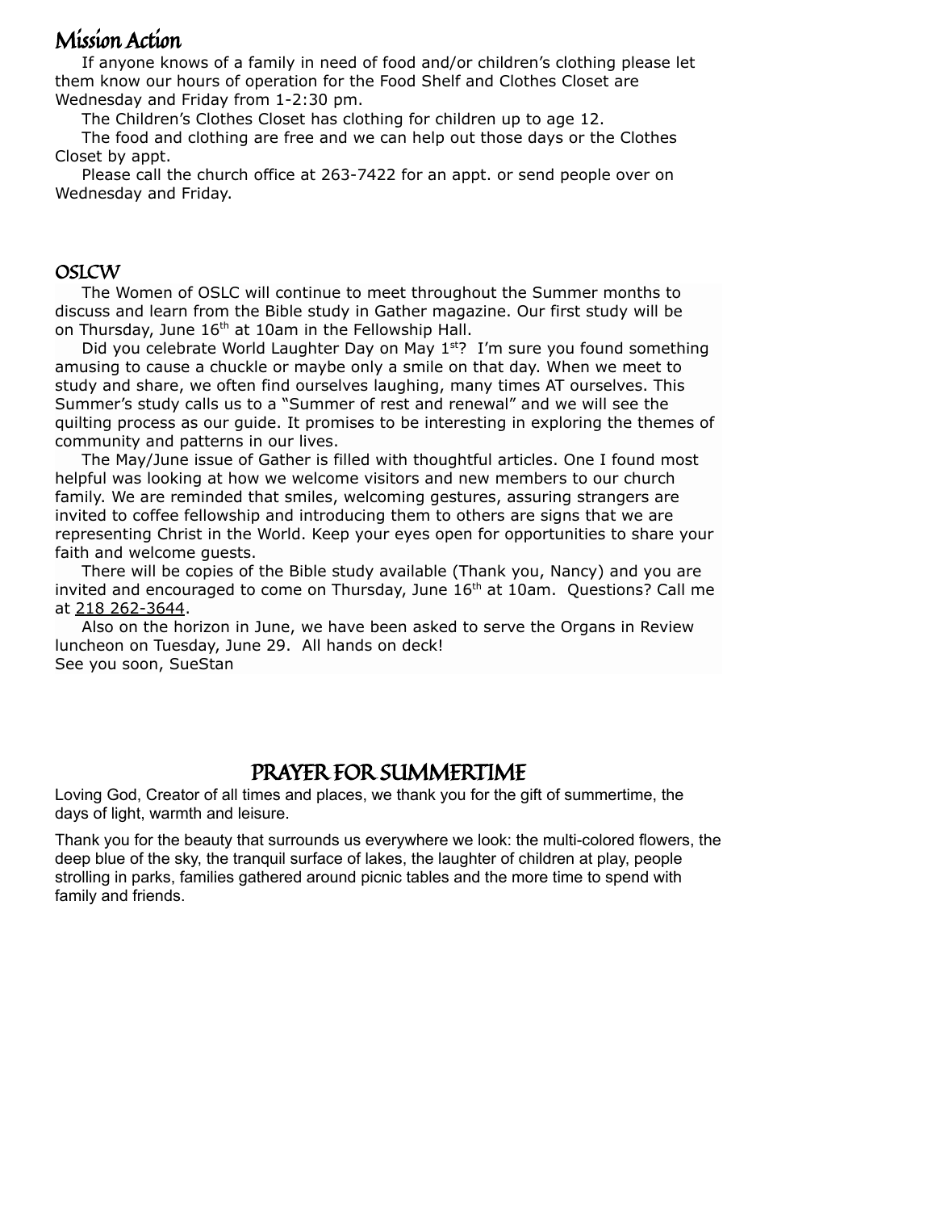## Mission Action

If anyone knows of a family in need of food and/or children's clothing please let them know our hours of operation for the Food Shelf and Clothes Closet are Wednesday and Friday from 1-2:30 pm.

The Children's Clothes Closet has clothing for children up to age 12.

The food and clothing are free and we can help out those days or the Clothes Closet by appt.

Please call the church office at 263-7422 for an appt. or send people over on Wednesday and Friday.

## OSLCW

The Women of OSLC will continue to meet throughout the Summer months to discuss and learn from the Bible study in Gather magazine. Our first study will be on Thursday, June 16th at 10am in the Fellowship Hall.

Did you celebrate World Laughter Day on May 1st? I'm sure you found something amusing to cause a chuckle or maybe only a smile on that day. When we meet to study and share, we often find ourselves laughing, many times AT ourselves. This Summer's study calls us to a "Summer of rest and renewal" and we will see the quilting process as our guide. It promises to be interesting in exploring the themes of community and patterns in our lives.

The May/June issue of Gather is filled with thoughtful articles. One I found most helpful was looking at how we welcome visitors and new members to our church family. We are reminded that smiles, welcoming gestures, assuring strangers are invited to coffee fellowship and introducing them to others are signs that we are representing Christ in the World. Keep your eyes open for opportunities to share your faith and welcome guests.

There will be copies of the Bible study available (Thank you, Nancy) and you are invited and encouraged to come on Thursday, June 16th at 10am. Questions? Call me at 218 262-3644.

Also on the horizon in June, we have been asked to serve the Organs in Review luncheon on Tuesday, June 29. All hands on deck!
See you soon, SueStan

## PRAYER FOR SUMMERTIME

Loving God, Creator of all times and places, we thank you for the gift of summertime, the days of light, warmth and leisure.

Thank you for the beauty that surrounds us everywhere we look: the multi-colored flowers, the deep blue of the sky, the tranquil surface of lakes, the laughter of children at play, people strolling in parks, families gathered around picnic tables and the more time to spend with family and friends.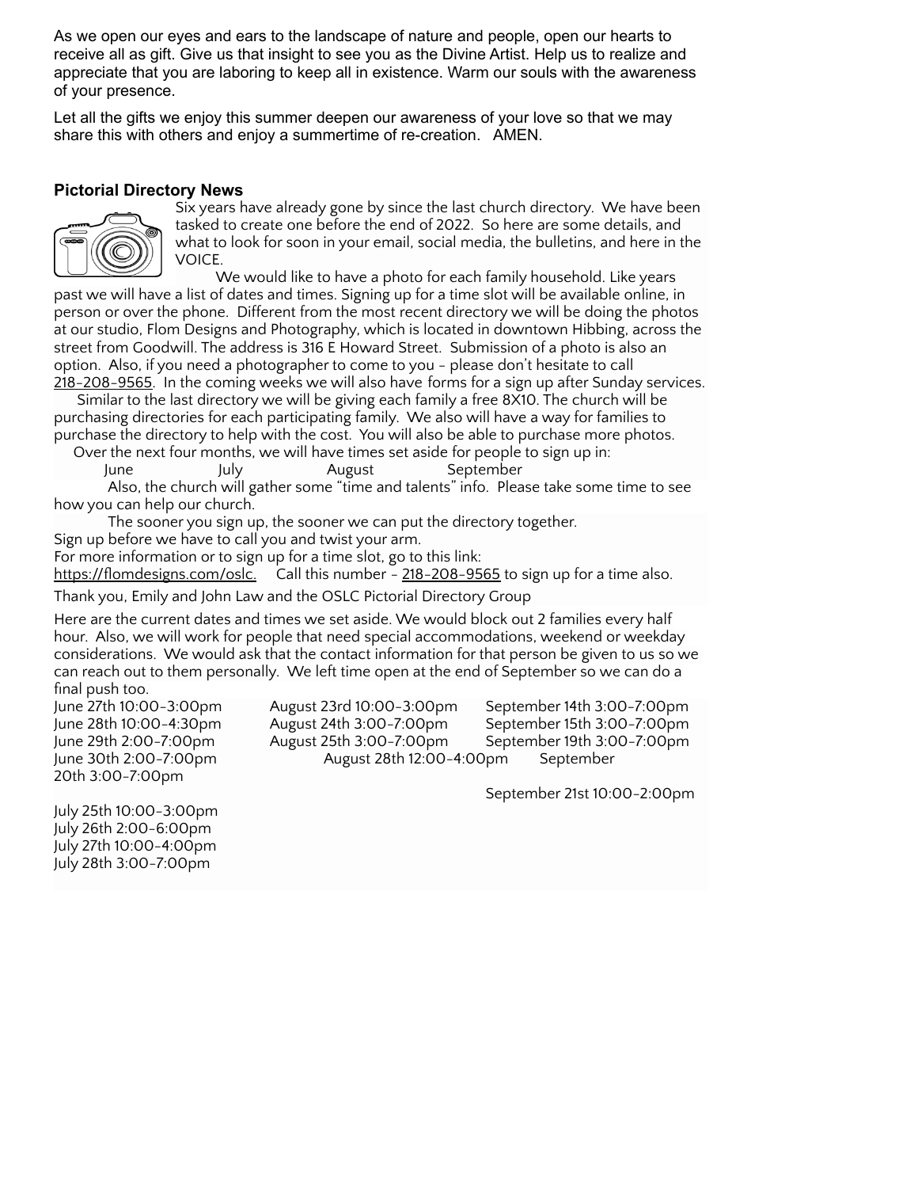As we open our eyes and ears to the landscape of nature and people, open our hearts to receive all as gift. Give us that insight to see you as the Divine Artist. Help us to realize and appreciate that you are laboring to keep all in existence. Warm our souls with the awareness of your presence.

Let all the gifts we enjoy this summer deepen our awareness of your love so that we may share this with others and enjoy a summertime of re-creation. AMEN.

### Pictorial Directory News

Six years have already gone by since the last church directory. We have been tasked to create one before the end of 2022. So here are some details, and what to look for soon in your email, social media, the bulletins, and here in the VOICE.

We would like to have a photo for each family household. Like years past we will have a list of dates and times. Signing up for a time slot will be available online, in person or over the phone. Different from the most recent directory we will be doing the photos at our studio, Flom Designs and Photography, which is located in downtown Hibbing, across the street from Goodwill. The address is 316 E Howard Street. Submission of a photo is also an option. Also, if you need a photographer to come to you - please don't hesitate to call 218-208-9565. In the coming weeks we will also have forms for a sign up after Sunday services.

Similar to the last directory we will be giving each family a free 8X10. The church will be purchasing directories for each participating family. We also will have a way for families to purchase the directory to help with the cost. You will also be able to purchase more photos.

Over the next four months, we will have times set aside for people to sign up in:

June July August September

Also, the church will gather some "time and talents" info. Please take some time to see how you can help our church.

The sooner you sign up, the sooner we can put the directory together.

Sign up before we have to call you and twist your arm.

For more information or to sign up for a time slot, go to this link:

https://flomdesigns.com/oslc. Call this number - 218-208-9565 to sign up for a time also.

Thank you, Emily and John Law and the OSLC Pictorial Directory Group

Here are the current dates and times we set aside. We would block out 2 families every half hour. Also, we will work for people that need special accommodations, weekend or weekday considerations. We would ask that the contact information for that person be given to us so we can reach out to them personally. We left time open at the end of September so we can do a final push too.

June 27th 10:00-3:00pm
June 28th 10:00-4:30pm
June 29th 2:00-7:00pm
June 30th 2:00-7:00pm

July 25th 10:00-3:00pm
July 26th 2:00-6:00pm
July 27th 10:00-4:00pm
July 28th 3:00-7:00pm

August 23rd 10:00-3:00pm
August 24th 3:00-7:00pm
August 25th 3:00-7:00pm
August 28th 12:00-4:00pm

September 14th 3:00-7:00pm
September 15th 3:00-7:00pm
September 19th 3:00-7:00pm
September 20th 3:00-7:00pm
September 21st 10:00-2:00pm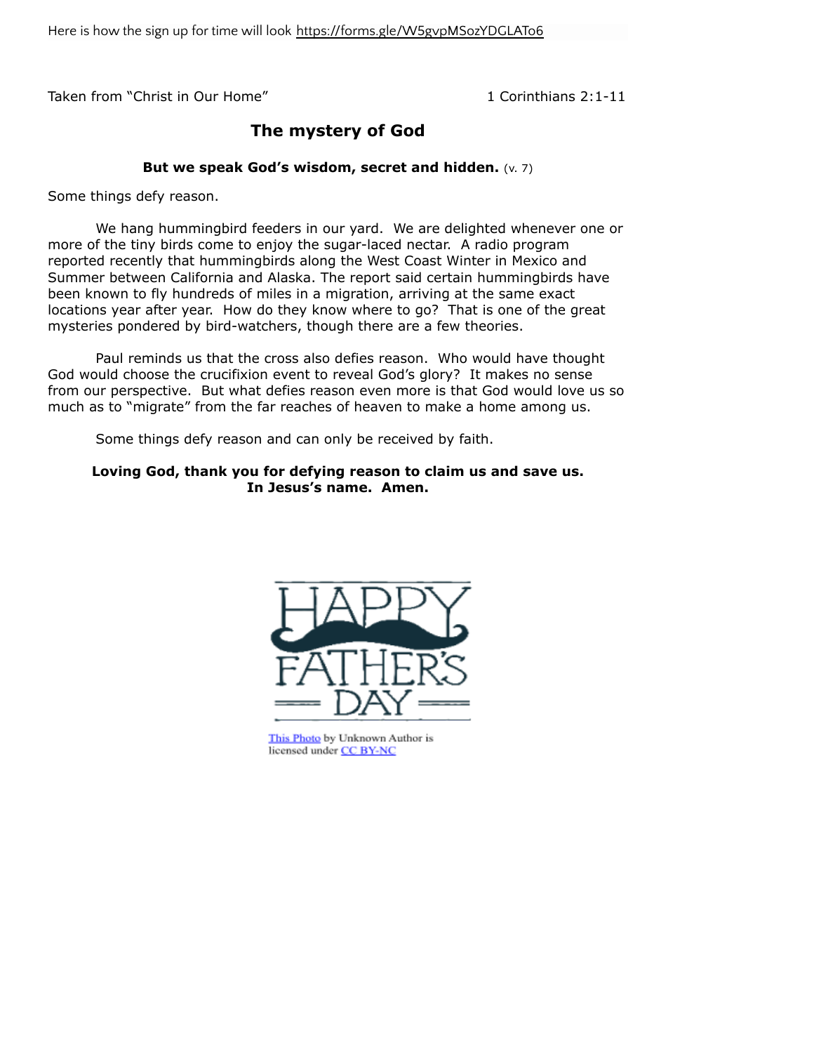Here is how the sign up for time will look https://forms.gle/W5gvpMSozYDGLATo6

Taken from "Christ in Our Home" 1 Corinthians 2:1-11

## The mystery of God

**But we speak God's wisdom, secret and hidden.** (v. 7)

Some things defy reason.

We hang hummingbird feeders in our yard. We are delighted whenever one or more of the tiny birds come to enjoy the sugar-laced nectar. A radio program reported recently that hummingbirds along the West Coast Winter in Mexico and Summer between California and Alaska. The report said certain hummingbirds have been known to fly hundreds of miles in a migration, arriving at the same exact locations year after year. How do they know where to go? That is one of the great mysteries pondered by bird-watchers, though there are a few theories.

Paul reminds us that the cross also defies reason. Who would have thought God would choose the crucifixion event to reveal God's glory? It makes no sense from our perspective. But what defies reason even more is that God would love us so much as to "migrate" from the far reaches of heaven to make a home among us.

Some things defy reason and can only be received by faith.

**Loving God, thank you for defying reason to claim us and save us. In Jesus's name. Amen.**

HAPPY FATHER'S DAY

This Photo by Unknown Author is licensed under CC BY-NC